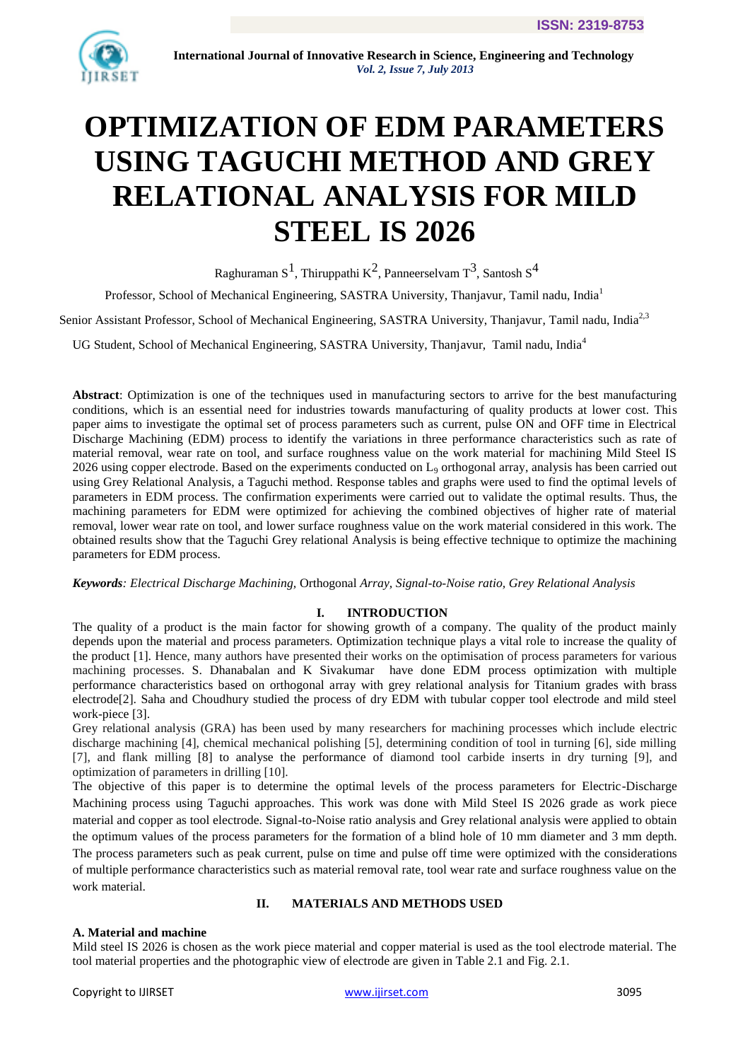# OPTIMIZATION OF EDM PARAMETERS USING TAGUCHI METHOD AND GREY RELATIONAL ANALYSIS FOR MILD STEEL IS 2026

Raghuraman S[1], Thiruppathi K[2], Panneerselvam T[3], Santosh S[4]

Professor, School of Mechanical Engineering, SASTRA University, Thanjavur, Tamil nadu, India[1]

Senior Assistant Professor, School of Mechanical Engineering, SASTRA University, Thanjavur, Tamil nadu, India[2,3]

UG Student, School of Mechanical Engineering, SASTRA University, Thanjavur, Tamil nadu, India[4]

**Abstract**: Optimization is one of the techniques used in manufacturing sectors to arrive for the best manufacturing conditions, which is an essential need for industries towards manufacturing of quality products at lower cost. This paper aims to investigate the optimal set of process parameters such as current, pulse ON and OFF time in Electrical Discharge Machining (EDM) process to identify the variations in three performance characteristics such as rate of material removal, wear rate on tool, and surface roughness value on the work material for machining Mild Steel IS 2026 using copper electrode. Based on the experiments conducted on $L_9$ orthogonal array, analysis has been carried out using Grey Relational Analysis, a Taguchi method. Response tables and graphs were used to find the optimal levels of parameters in EDM process. The confirmation experiments were carried out to validate the optimal results. Thus, the machining parameters for EDM were optimized for achieving the combined objectives of higher rate of material removal, lower wear rate on tool, and lower surface roughness value on the work material considered in this work. The obtained results show that the Taguchi Grey relational Analysis is being effective technique to optimize the machining parameters for EDM process.

***Keywords****: Electrical Discharge Machining,* Orthogonal *Array, Signal-to-Noise ratio, Grey Relational Analysis*

## I. INTRODUCTION

The quality of a product is the main factor for showing growth of a company. The quality of the product mainly depends upon the material and process parameters. Optimization technique plays a vital role to increase the quality of the product [1]. Hence, many authors have presented their works on the optimisation of process parameters for various machining processes. S. Dhanabalan and K Sivakumar have done EDM process optimization with multiple performance characteristics based on orthogonal array with grey relational analysis for Titanium grades with brass electrode[2]. Saha and Choudhury studied the process of dry EDM with tubular copper tool electrode and mild steel work-piece [3].

Grey relational analysis (GRA) has been used by many researchers for machining processes which include electric discharge machining [4], chemical mechanical polishing [5], determining condition of tool in turning [6], side milling [7], and flank milling [8] to analyse the performance of diamond tool carbide inserts in dry turning [9], and optimization of parameters in drilling [10].

The objective of this paper is to determine the optimal levels of the process parameters for Electric-Discharge Machining process using Taguchi approaches. This work was done with Mild Steel IS 2026 grade as work piece material and copper as tool electrode. Signal-to-Noise ratio analysis and Grey relational analysis were applied to obtain the optimum values of the process parameters for the formation of a blind hole of 10 mm diameter and 3 mm depth. The process parameters such as peak current, pulse on time and pulse off time were optimized with the considerations of multiple performance characteristics such as material removal rate, tool wear rate and surface roughness value on the work material.

## II. MATERIALS AND METHODS USED

### A. Material and machine

Mild steel IS 2026 is chosen as the work piece material and copper material is used as the tool electrode material. The tool material properties and the photographic view of electrode are given in Table 2.1 and Fig. 2.1.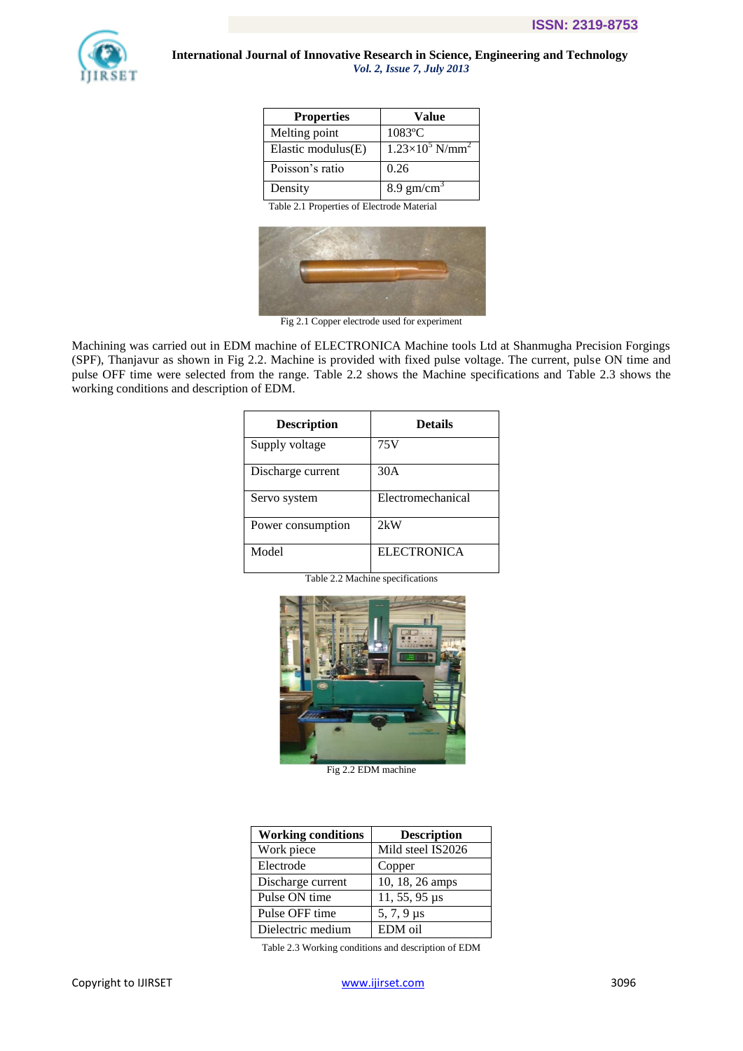| Properties | Value |
|---|---|
| Melting point | 1083ºC |
| Elastic modulus(E) | $1.23\times10^5$ N/mm$^2$ |
| Poisson's ratio | 0.26 |
| Density | 8.9 gm/cm$^3$ |

Table 2.1 Properties of Electrode Material

Fig 2.1 Copper electrode used for experiment

Machining was carried out in EDM machine of ELECTRONICA Machine tools Ltd at Shanmugha Precision Forgings (SPF), Thanjavur as shown in Fig 2.2. Machine is provided with fixed pulse voltage. The current, pulse ON time and pulse OFF time were selected from the range. Table 2.2 shows the Machine specifications and Table 2.3 shows the working conditions and description of EDM.

| Description | Details |
|---|---|
| Supply voltage | 75V |
| Discharge current | 30A |
| Servo system | Electromechanical |
| Power consumption | 2kW |
| Model | ELECTRONICA |

Table 2.2 Machine specifications

Fig 2.2 EDM machine

| Working conditions | Description |
|---|---|
| Work piece | Mild steel IS2026 |
| Electrode | Copper |
| Discharge current | 10, 18, 26 amps |
| Pulse ON time | 11, 55, 95 µs |
| Pulse OFF time | 5, 7, 9 µs |
| Dielectric medium | EDM oil |

Table 2.3 Working conditions and description of EDM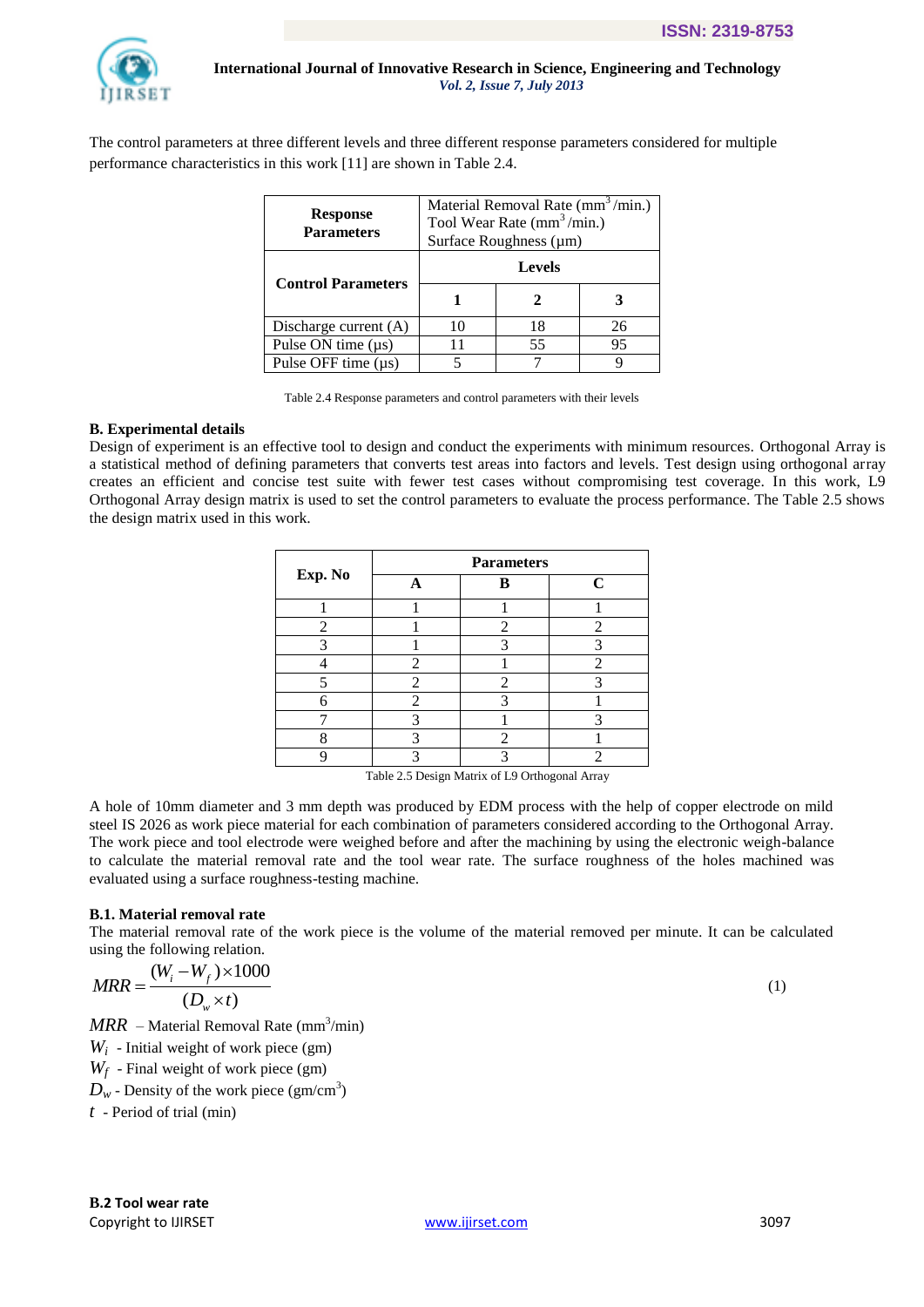The control parameters at three different levels and three different response parameters considered for multiple performance characteristics in this work [11] are shown in Table 2.4.

| Response Parameters | Material Removal Rate ($mm^3$/min.) Tool Wear Rate ($mm^3$/min.) Surface Roughness (μm) | | |
|---|---|---|---|
| **Control Parameters** | **Levels** | | |
| | **1** | **2** | **3** |
| Discharge current (A) | 10 | 18 | 26 |
| Pulse ON time (μs) | 11 | 55 | 95 |
| Pulse OFF time (μs) | 5 | 7 | 9 |

Table 2.4 Response parameters and control parameters with their levels

**B. Experimental details**

Design of experiment is an effective tool to design and conduct the experiments with minimum resources. Orthogonal Array is a statistical method of defining parameters that converts test areas into factors and levels. Test design using orthogonal array creates an efficient and concise test suite with fewer test cases without compromising test coverage. In this work, L9 Orthogonal Array design matrix is used to set the control parameters to evaluate the process performance. The Table 2.5 shows the design matrix used in this work.

| Exp. No | Parameters | | |
|---|---|---|---|
| | **A** | **B** | **C** |
| 1 | 1 | 1 | 1 |
| 2 | 1 | 2 | 2 |
| 3 | 1 | 3 | 3 |
| 4 | 2 | 1 | 2 |
| 5 | 2 | 2 | 3 |
| 6 | 2 | 3 | 1 |
| 7 | 3 | 1 | 3 |
| 8 | 3 | 2 | 1 |
| 9 | 3 | 3 | 2 |

Table 2.5 Design Matrix of L9 Orthogonal Array

A hole of 10mm diameter and 3 mm depth was produced by EDM process with the help of copper electrode on mild steel IS 2026 as work piece material for each combination of parameters considered according to the Orthogonal Array. The work piece and tool electrode were weighed before and after the machining by using the electronic weigh-balance to calculate the material removal rate and the tool wear rate. The surface roughness of the holes machined was evaluated using a surface roughness-testing machine.

**B.1. Material removal rate**

The material removal rate of the work piece is the volume of the material removed per minute. It can be calculated using the following relation.

$$MRR = \frac{(W_i - W_f) \times 1000}{(D_w \times t)} \tag{1}$$

$MRR$ – Material Removal Rate ($mm^3$/min)

$W_i$ - Initial weight of work piece (gm)

$W_f$ - Final weight of work piece (gm)

$D_w$ - Density of the work piece ($gm/cm^3$)

$t$ - Period of trial (min)

**B.2 Tool wear rate**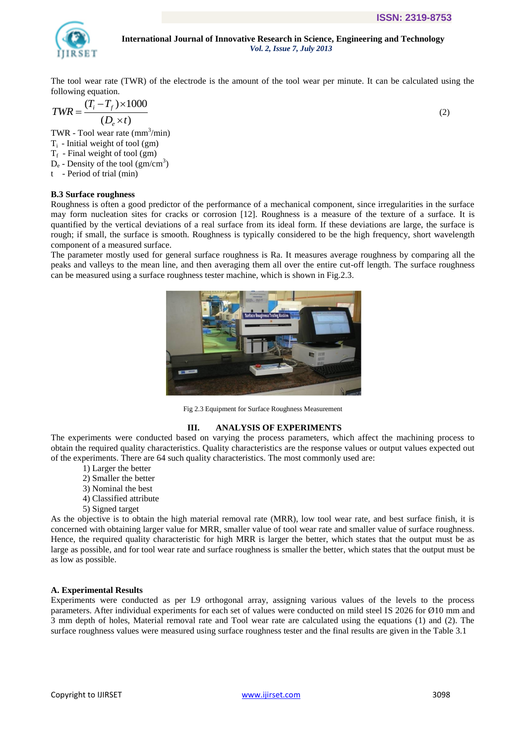The tool wear rate (TWR) of the electrode is the amount of the tool wear per minute. It can be calculated using the following equation.

$$TWR = \frac{(T_i - T_f) \times 1000}{(D_e \times t)} \tag{2}$$

TWR - Tool wear rate ($mm^3$/min)
$T_i$ - Initial weight of tool (gm)
$T_f$ - Final weight of tool (gm)
$D_e$ - Density of the tool (gm/$cm^3$)
t - Period of trial (min)

### B.3 Surface roughness

Roughness is often a good predictor of the performance of a mechanical component, since irregularities in the surface may form nucleation sites for cracks or corrosion [12]. Roughness is a measure of the texture of a surface. It is quantified by the vertical deviations of a real surface from its ideal form. If these deviations are large, the surface is rough; if small, the surface is smooth. Roughness is typically considered to be the high frequency, short wavelength component of a measured surface.

The parameter mostly used for general surface roughness is Ra. It measures average roughness by comparing all the peaks and valleys to the mean line, and then averaging them all over the entire cut-off length. The surface roughness can be measured using a surface roughness tester machine, which is shown in Fig.2.3.

Fig 2.3 Equipment for Surface Roughness Measurement

## III. ANALYSIS OF EXPERIMENTS

The experiments were conducted based on varying the process parameters, which affect the machining process to obtain the required quality characteristics. Quality characteristics are the response values or output values expected out of the experiments. There are 64 such quality characteristics. The most commonly used are:

1) Larger the better
2) Smaller the better
3) Nominal the best
4) Classified attribute
5) Signed target

As the objective is to obtain the high material removal rate (MRR), low tool wear rate, and best surface finish, it is concerned with obtaining larger value for MRR, smaller value of tool wear rate and smaller value of surface roughness. Hence, the required quality characteristic for high MRR is larger the better, which states that the output must be as large as possible, and for tool wear rate and surface roughness is smaller the better, which states that the output must be as low as possible.

### A. Experimental Results

Experiments were conducted as per L9 orthogonal array, assigning various values of the levels to the process parameters. After individual experiments for each set of values were conducted on mild steel IS 2026 for Ø10 mm and 3 mm depth of holes, Material removal rate and Tool wear rate are calculated using the equations (1) and (2). The surface roughness values were measured using surface roughness tester and the final results are given in the Table 3.1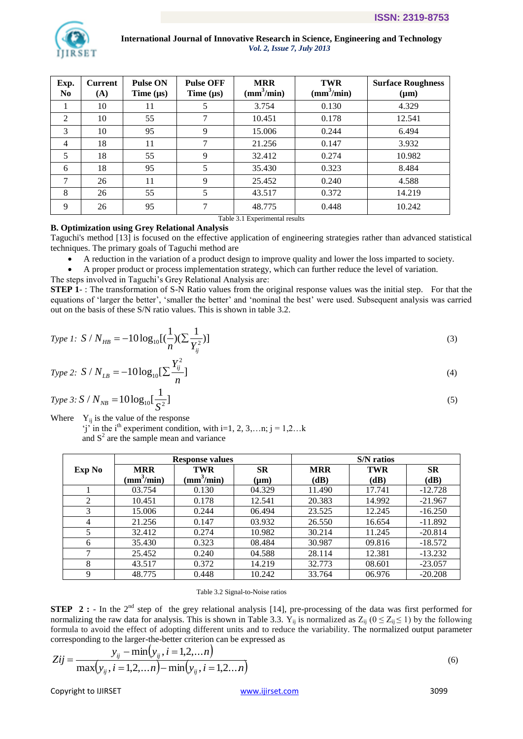| Exp. No | Current (A) | Pulse ON Time (μs) | Pulse OFF Time (μs) | MRR ($mm^3$/min) | TWR ($mm^3$/min) | Surface Roughness (μm) |
|---|---|---|---|---|---|---|
| 1 | 10 | 11 | 5 | 3.754 | 0.130 | 4.329 |
| 2 | 10 | 55 | 7 | 10.451 | 0.178 | 12.541 |
| 3 | 10 | 95 | 9 | 15.006 | 0.244 | 6.494 |
| 4 | 18 | 11 | 7 | 21.256 | 0.147 | 3.932 |
| 5 | 18 | 55 | 9 | 32.412 | 0.274 | 10.982 |
| 6 | 18 | 95 | 5 | 35.430 | 0.323 | 8.484 |
| 7 | 26 | 11 | 9 | 25.452 | 0.240 | 4.588 |
| 8 | 26 | 55 | 5 | 43.517 | 0.372 | 14.219 |
| 9 | 26 | 95 | 7 | 48.775 | 0.448 | 10.242 |

Table 3.1 Experimental results

**B. Optimization using Grey Relational Analysis**

Taguchi's method [13] is focused on the effective application of engineering strategies rather than advanced statistical techniques. The primary goals of Taguchi method are

- A reduction in the variation of a product design to improve quality and lower the loss imparted to society.
- A proper product or process implementation strategy, which can further reduce the level of variation.

The steps involved in Taguchi's Grey Relational Analysis are:

**STEP 1**- : The transformation of S-N Ratio values from the original response values was the initial step. For that the equations of 'larger the better', 'smaller the better' and 'nominal the best' were used. Subsequent analysis was carried out on the basis of these S/N ratio values. This is shown in table 3.2.

$$\text{Type 1: } S/N_{HB} = -10\log_{10}[(\frac{1}{n})(\sum\frac{1}{Y_{ij}^2})] \tag{3}$$

$$\text{Type 2: } S/N_{LB} = -10\log_{10}[\sum\frac{Y_{ij}^2}{n}] \tag{4}$$

$$\text{Type 3: } S/N_{NB} = 10\log_{10}[\frac{1}{S^2}] \tag{5}$$

Where $Y_{ij}$ is the value of the response
'j' in the $i^{th}$ experiment condition, with i=1, 2, 3,…n; j = 1,2…k
and $S^2$ are the sample mean and variance

| Exp No | Response values | | | S/N ratios | | |
|---|---|---|---|---|---|---|
| | MRR ($mm^3$/min) | TWR ($mm^3$/min) | SR (μm) | MRR (dB) | TWR (dB) | SR (dB) |
| 1 | 03.754 | 0.130 | 04.329 | 11.490 | 17.741 | -12.728 |
| 2 | 10.451 | 0.178 | 12.541 | 20.383 | 14.992 | -21.967 |
| 3 | 15.006 | 0.244 | 06.494 | 23.525 | 12.245 | -16.250 |
| 4 | 21.256 | 0.147 | 03.932 | 26.550 | 16.654 | -11.892 |
| 5 | 32.412 | 0.274 | 10.982 | 30.214 | 11.245 | -20.814 |
| 6 | 35.430 | 0.323 | 08.484 | 30.987 | 09.816 | -18.572 |
| 7 | 25.452 | 0.240 | 04.588 | 28.114 | 12.381 | -13.232 |
| 8 | 43.517 | 0.372 | 14.219 | 32.773 | 08.601 | -23.057 |
| 9 | 48.775 | 0.448 | 10.242 | 33.764 | 06.976 | -20.208 |

Table 3.2 Signal-to-Noise ratios

**STEP 2 :** - In the 2nd step of the grey relational analysis [14], pre-processing of the data was first performed for normalizing the raw data for analysis. This is shown in Table 3.3. $Y_{ij}$ is normalized as $Z_{ij}$ ($0 \le Z_{ij} \le 1$) by the following formula to avoid the effect of adopting different units and to reduce the variability. The normalized output parameter corresponding to the larger-the-better criterion can be expressed as

$$Zij = \frac{y_{ij} - \min(y_{ij}, i = 1,2,\ldots n)}{\max(y_{ij}, i = 1,2,\ldots n) - \min(y_{ij}, i = 1,2\ldots n)} \tag{6}$$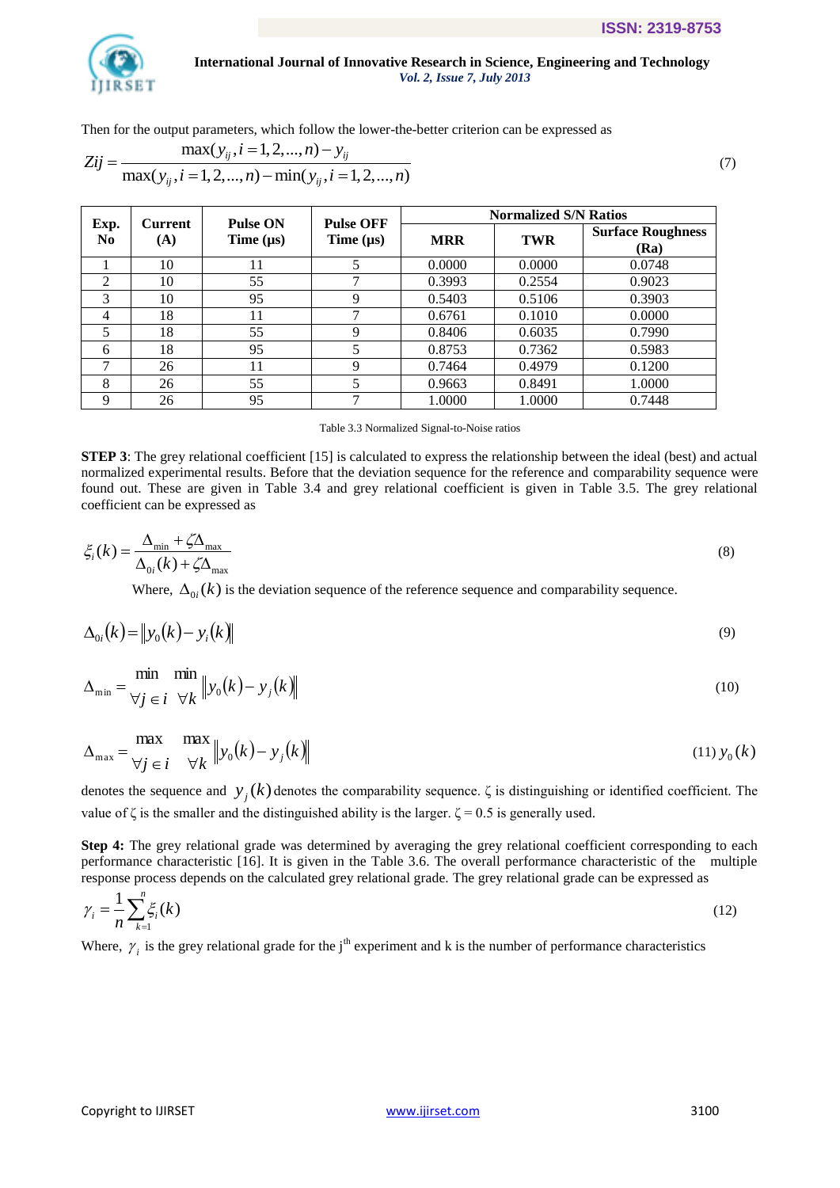Then for the output parameters, which follow the lower-the-better criterion can be expressed as

$$Zij = \frac{\max(y_{ij}, i = 1,2,...,n) - y_{ij}}{\max(y_{ij}, i = 1,2,...,n) - \min(y_{ij}, i = 1,2,...,n)} \tag{7}$$

| Exp. No | Current (A) | Pulse ON Time (μs) | Pulse OFF Time (μs) | Normalized S/N Ratios | | |
|---|---|---|---|---|---|---|
| | | | | MRR | TWR | Surface Roughness (Ra) |
| 1 | 10 | 11 | 5 | 0.0000 | 0.0000 | 0.0748 |
| 2 | 10 | 55 | 7 | 0.3993 | 0.2554 | 0.9023 |
| 3 | 10 | 95 | 9 | 0.5403 | 0.5106 | 0.3903 |
| 4 | 18 | 11 | 7 | 0.6761 | 0.1010 | 0.0000 |
| 5 | 18 | 55 | 9 | 0.8406 | 0.6035 | 0.7990 |
| 6 | 18 | 95 | 5 | 0.8753 | 0.7362 | 0.5983 |
| 7 | 26 | 11 | 9 | 0.7464 | 0.4979 | 0.1200 |
| 8 | 26 | 55 | 5 | 0.9663 | 0.8491 | 1.0000 |
| 9 | 26 | 95 | 7 | 1.0000 | 1.0000 | 0.7448 |

Table 3.3 Normalized Signal-to-Noise ratios

**STEP 3**: The grey relational coefficient [15] is calculated to express the relationship between the ideal (best) and actual normalized experimental results. Before that the deviation sequence for the reference and comparability sequence were found out. These are given in Table 3.4 and grey relational coefficient is given in Table 3.5. The grey relational coefficient can be expressed as

$$\xi_i(k) = \frac{\Delta_{\min} + \zeta\Delta_{\max}}{\Delta_{0i}(k) + \zeta\Delta_{\max}} \tag{8}$$

Where, $\Delta_{0i}(k)$ is the deviation sequence of the reference sequence and comparability sequence.

$$\Delta_{0i}(k) = \| y_0(k) - y_i(k) \| \tag{9}$$

$$\Delta_{\min} = \underset{\forall j \in i}{\min} \; \underset{\forall k}{\min} \| y_0(k) - y_j(k) \| \tag{10}$$

$$\Delta_{\max} = \underset{\forall j \in i}{\max} \; \underset{\forall k}{\max} \| y_0(k) - y_j(k) \| \tag{11}$$

$y_0(k)$ denotes the sequence and $y_j(k)$ denotes the comparability sequence. ζ is distinguishing or identified coefficient. The value of ζ is the smaller and the distinguished ability is the larger. ζ = 0.5 is generally used.

**Step 4:** The grey relational grade was determined by averaging the grey relational coefficient corresponding to each performance characteristic [16]. It is given in the Table 3.6. The overall performance characteristic of the multiple response process depends on the calculated grey relational grade. The grey relational grade can be expressed as

$$\gamma_i = \frac{1}{n}\sum_{k=1}^{n} \xi_i(k) \tag{12}$$

Where, $\gamma_i$ is the grey relational grade for the j[th] experiment and k is the number of performance characteristics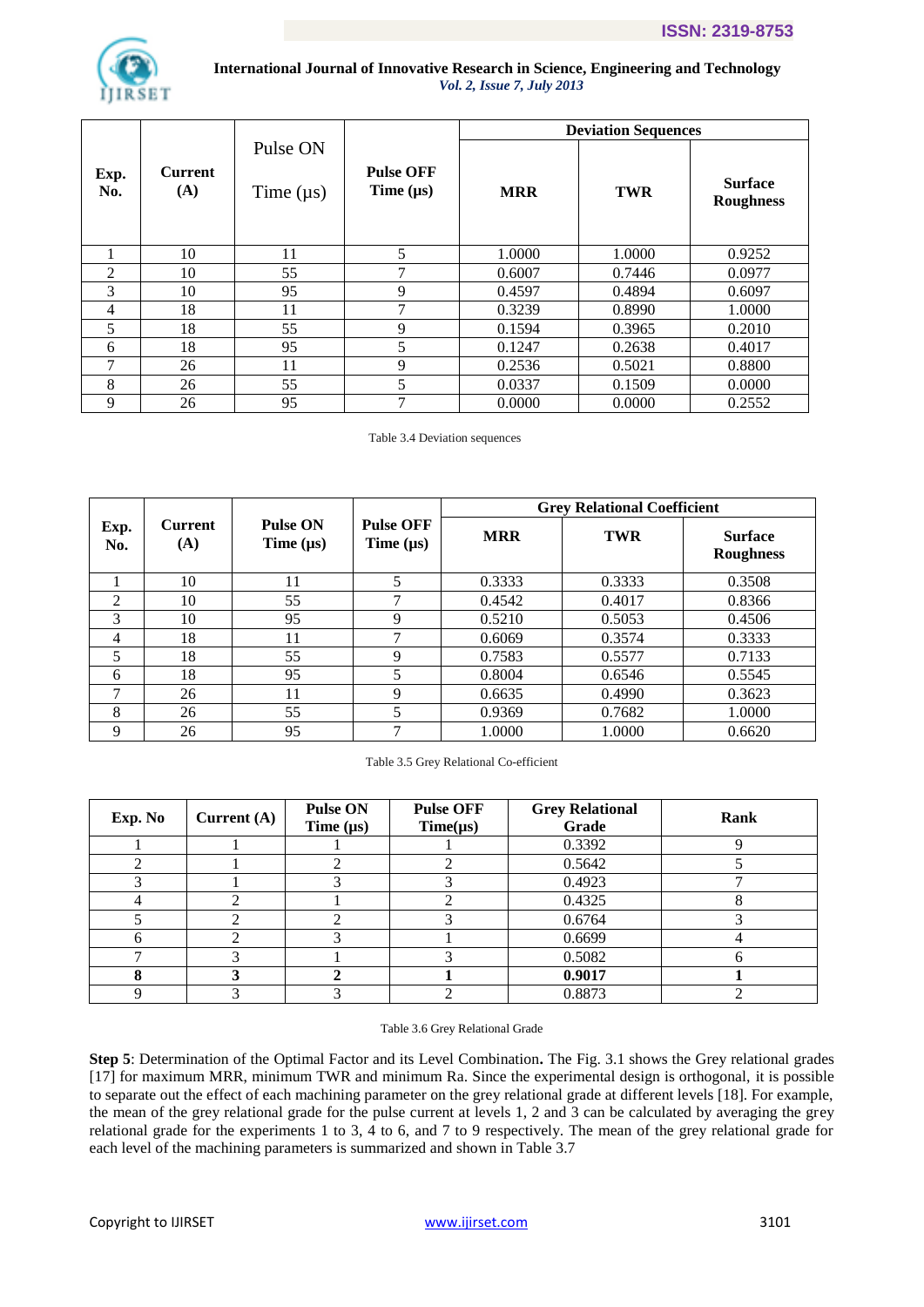| Exp. No. | Current (A) | Pulse ON Time (µs) | Pulse OFF Time (µs) | Deviation Sequences | | |
|---|---|---|---|---|---|---|
| | | | | MRR | TWR | Surface Roughness |
| 1 | 10 | 11 | 5 | 1.0000 | 1.0000 | 0.9252 |
| 2 | 10 | 55 | 7 | 0.6007 | 0.7446 | 0.0977 |
| 3 | 10 | 95 | 9 | 0.4597 | 0.4894 | 0.6097 |
| 4 | 18 | 11 | 7 | 0.3239 | 0.8990 | 1.0000 |
| 5 | 18 | 55 | 9 | 0.1594 | 0.3965 | 0.2010 |
| 6 | 18 | 95 | 5 | 0.1247 | 0.2638 | 0.4017 |
| 7 | 26 | 11 | 9 | 0.2536 | 0.5021 | 0.8800 |
| 8 | 26 | 55 | 5 | 0.0337 | 0.1509 | 0.0000 |
| 9 | 26 | 95 | 7 | 0.0000 | 0.0000 | 0.2552 |

Table 3.4 Deviation sequences

| Exp. No. | Current (A) | Pulse ON Time (µs) | Pulse OFF Time (µs) | Grey Relational Coefficient | | |
|---|---|---|---|---|---|---|
| | | | | MRR | TWR | Surface Roughness |
| 1 | 10 | 11 | 5 | 0.3333 | 0.3333 | 0.3508 |
| 2 | 10 | 55 | 7 | 0.4542 | 0.4017 | 0.8366 |
| 3 | 10 | 95 | 9 | 0.5210 | 0.5053 | 0.4506 |
| 4 | 18 | 11 | 7 | 0.6069 | 0.3574 | 0.3333 |
| 5 | 18 | 55 | 9 | 0.7583 | 0.5577 | 0.7133 |
| 6 | 18 | 95 | 5 | 0.8004 | 0.6546 | 0.5545 |
| 7 | 26 | 11 | 9 | 0.6635 | 0.4990 | 0.3623 |
| 8 | 26 | 55 | 5 | 0.9369 | 0.7682 | 1.0000 |
| 9 | 26 | 95 | 7 | 1.0000 | 1.0000 | 0.6620 |

Table 3.5 Grey Relational Co-efficient

| Exp. No | Current (A) | Pulse ON Time (µs) | Pulse OFF Time(µs) | Grey Relational Grade | Rank |
|---|---|---|---|---|---|
| 1 | 1 | 1 | 1 | 0.3392 | 9 |
| 2 | 1 | 2 | 2 | 0.5642 | 5 |
| 3 | 1 | 3 | 3 | 0.4923 | 7 |
| 4 | 2 | 1 | 2 | 0.4325 | 8 |
| 5 | 2 | 2 | 3 | 0.6764 | 3 |
| 6 | 2 | 3 | 1 | 0.6699 | 4 |
| 7 | 3 | 1 | 3 | 0.5082 | 6 |
| **8** | **3** | **2** | **1** | **0.9017** | **1** |
| 9 | 3 | 3 | 2 | 0.8873 | 2 |

Table 3.6 Grey Relational Grade

**Step 5**: Determination of the Optimal Factor and its Level Combination**.** The Fig. 3.1 shows the Grey relational grades [17] for maximum MRR, minimum TWR and minimum Ra. Since the experimental design is orthogonal, it is possible to separate out the effect of each machining parameter on the grey relational grade at different levels [18]. For example, the mean of the grey relational grade for the pulse current at levels 1, 2 and 3 can be calculated by averaging the grey relational grade for the experiments 1 to 3, 4 to 6, and 7 to 9 respectively. The mean of the grey relational grade for each level of the machining parameters is summarized and shown in Table 3.7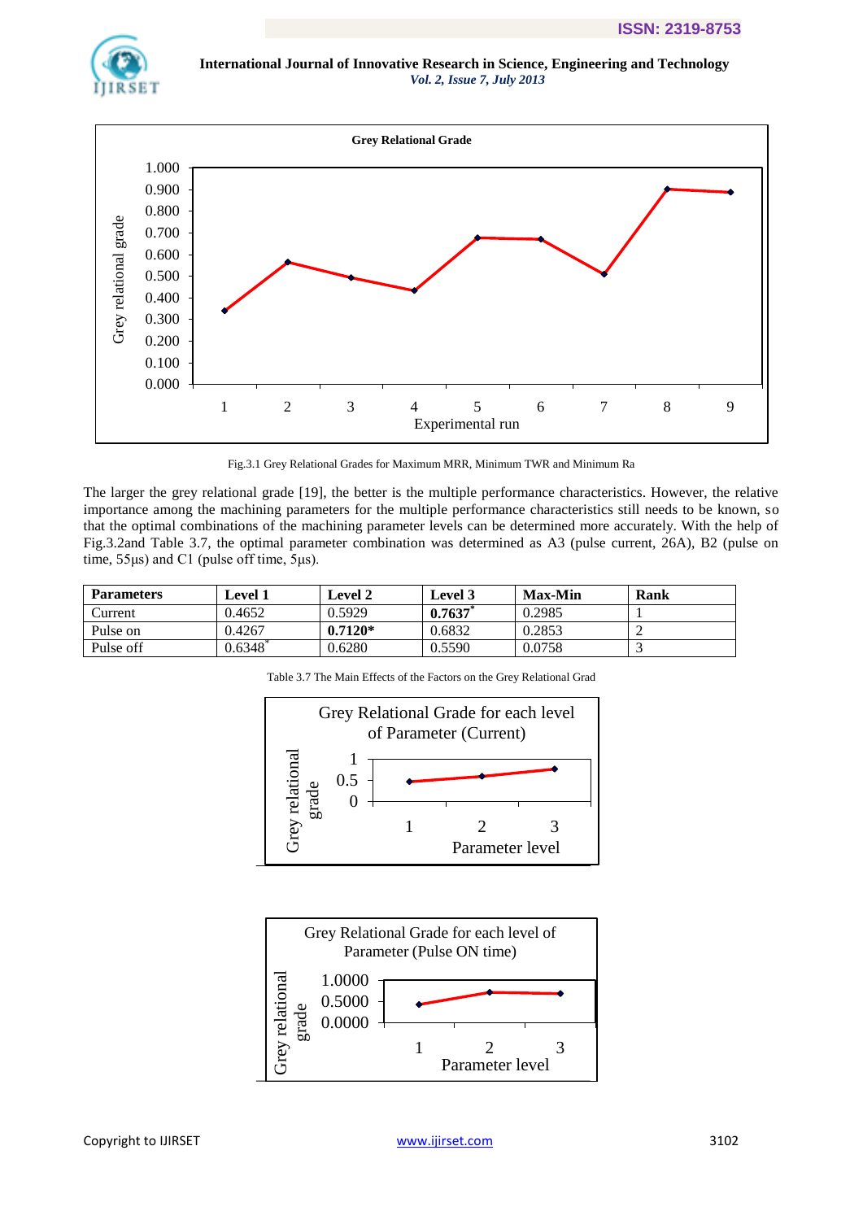Fig.3.1 Grey Relational Grades for Maximum MRR, Minimum TWR and Minimum Ra

The larger the grey relational grade [19], the better is the multiple performance characteristics. However, the relative importance among the machining parameters for the multiple performance characteristics still needs to be known, so that the optimal combinations of the machining parameter levels can be determined more accurately. With the help of Fig.3.2and Table 3.7, the optimal parameter combination was determined as A3 (pulse current, 26A), B2 (pulse on time, 55μs) and C1 (pulse off time, 5μs).

| Parameters | Level 1 | Level 2 | Level 3 | Max-Min | Rank |
|---|---|---|---|---|---|
| Current | 0.4652 | 0.5929 | **0.7637*** | 0.2985 | 1 |
| Pulse on | 0.4267 | **0.7120*** | 0.6832 | 0.2853 | 2 |
| Pulse off | 0.6348* | 0.6280 | 0.5590 | 0.0758 | 3 |

Table 3.7 The Main Effects of the Factors on the Grey Relational Grad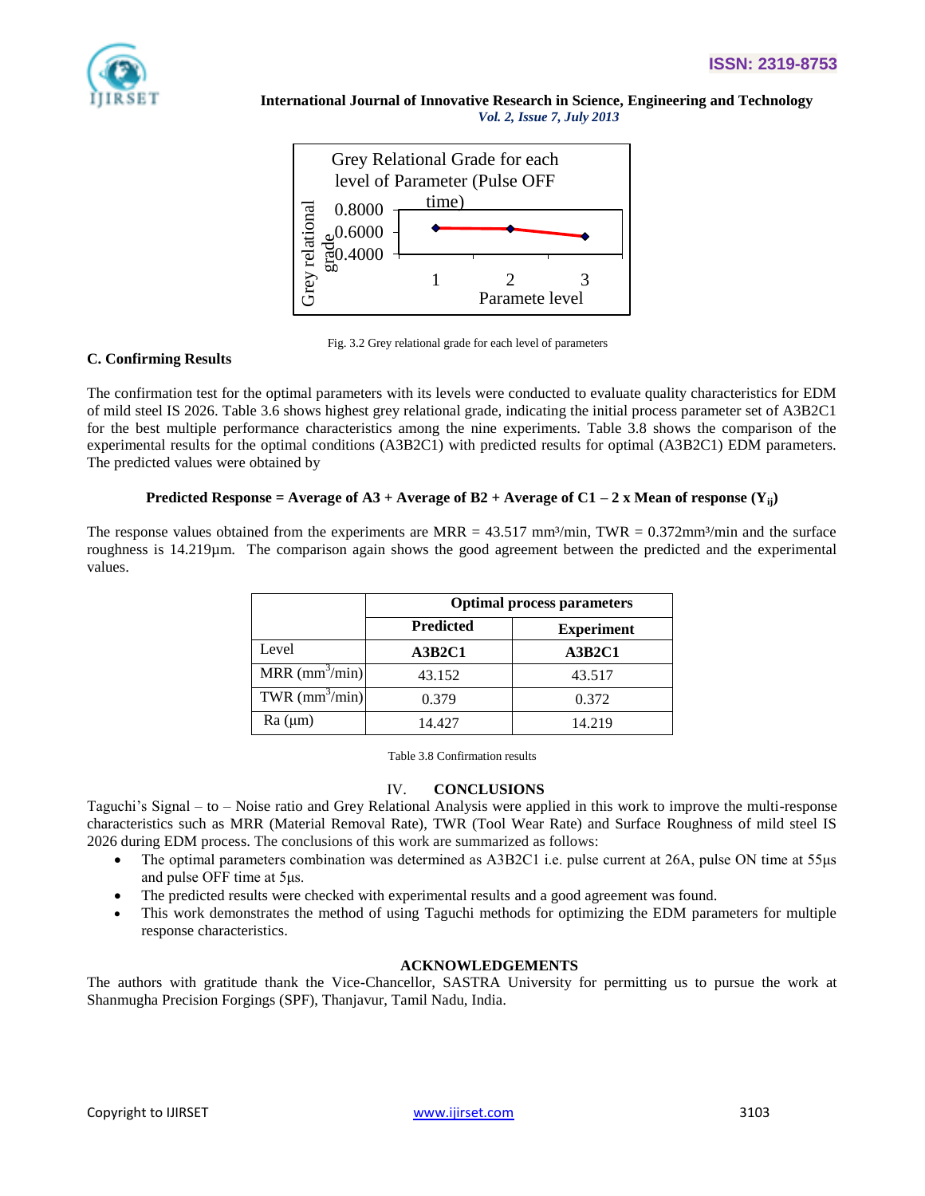Fig. 3.2 Grey relational grade for each level of parameters

### C. Confirming Results

The confirmation test for the optimal parameters with its levels were conducted to evaluate quality characteristics for EDM of mild steel IS 2026. Table 3.6 shows highest grey relational grade, indicating the initial process parameter set of A3B2C1 for the best multiple performance characteristics among the nine experiments. Table 3.8 shows the comparison of the experimental results for the optimal conditions (A3B2C1) with predicted results for optimal (A3B2C1) EDM parameters. The predicted values were obtained by

**Predicted Response = Average of A3 + Average of B2 + Average of C1 – 2 x Mean of response ($Y_{ij}$)**

The response values obtained from the experiments are MRR = 43.517 mm³/min, TWR = 0.372mm³/min and the surface roughness is 14.219µm. The comparison again shows the good agreement between the predicted and the experimental values.

| | **Optimal process parameters** | |
|---|---|---|
| | **Predicted** | **Experiment** |
| Level | **A3B2C1** | **A3B2C1** |
| MRR ($mm^3/min$) | 43.152 | 43.517 |
| TWR ($mm^3/min$) | 0.379 | 0.372 |
| Ra (µm) | 14.427 | 14.219 |

Table 3.8 Confirmation results

## IV. CONCLUSIONS

Taguchi's Signal – to – Noise ratio and Grey Relational Analysis were applied in this work to improve the multi-response characteristics such as MRR (Material Removal Rate), TWR (Tool Wear Rate) and Surface Roughness of mild steel IS 2026 during EDM process. The conclusions of this work are summarized as follows:

- The optimal parameters combination was determined as A3B2C1 i.e. pulse current at 26A, pulse ON time at 55µs and pulse OFF time at 5µs.
- The predicted results were checked with experimental results and a good agreement was found.
- This work demonstrates the method of using Taguchi methods for optimizing the EDM parameters for multiple response characteristics.

## ACKNOWLEDGEMENTS

The authors with gratitude thank the Vice-Chancellor, SASTRA University for permitting us to pursue the work at Shanmugha Precision Forgings (SPF), Thanjavur, Tamil Nadu, India.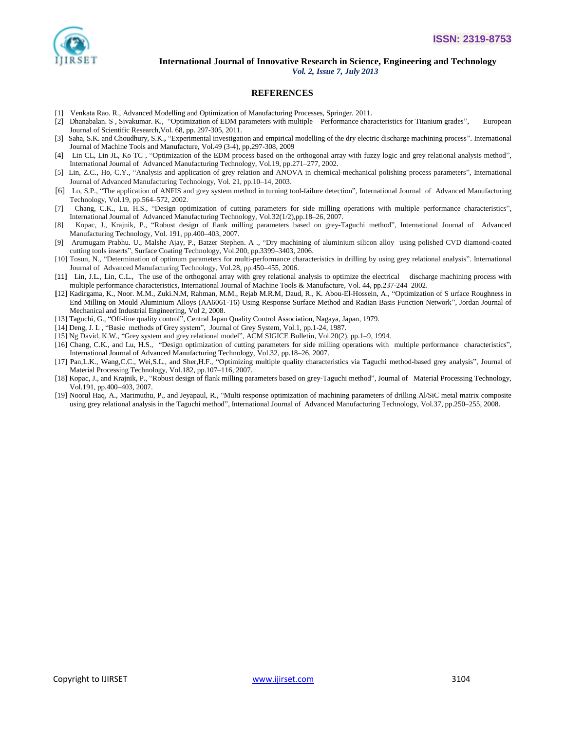## REFERENCES

[1] Venkata Rao. R., Advanced Modelling and Optimization of Manufacturing Processes, Springer. 2011.

[2] Dhanabalan. S , Sivakumar. K., "Optimization of EDM parameters with multiple Performance characteristics for Titanium grades", European Journal of Scientific Research,Vol. 68, pp. 297-305, 2011.

[3] Saha, S.K. and Choudhury, S.K., "Experimental investigation and empirical modelling of the dry electric discharge machining process". International Journal of Machine Tools and Manufacture, Vol.49 (3-4), pp.297-308, 2009

[4] Lin CL, Lin JL, Ko TC , "Optimization of the EDM process based on the orthogonal array with fuzzy logic and grey relational analysis method", International Journal of Advanced Manufacturing Technology, Vol.19, pp.271–277, 2002.

[5] Lin, Z.C., Ho, C.Y., "Analysis and application of grey relation and ANOVA in chemical-mechanical polishing process parameters", International Journal of Advanced Manufacturing Technology, Vol. 21, pp.10–14, 2003.

[6] Lo, S.P., "The application of ANFIS and grey system method in turning tool-failure detection", International Journal of Advanced Manufacturing Technology, Vol.19, pp.564–572, 2002.

[7] Chang, C.K., Lu, H.S., "Design optimization of cutting parameters for side milling operations with multiple performance characteristics", International Journal of Advanced Manufacturing Technology, Vol.32(1/2),pp.18–26, 2007.

[8] Kopac, J., Krajnik, P., "Robust design of flank milling parameters based on grey-Taguchi method", International Journal of Advanced Manufacturing Technology, Vol. 191, pp.400–403, 2007.

[9] Arumugam Prabhu. U., Malshe Ajay, P., Batzer Stephen. A ., "Dry machining of aluminium silicon alloy using polished CVD diamond-coated cutting tools inserts", Surface Coating Technology, Vol.200, pp.3399–3403, 2006.

[10] Tosun, N., "Determination of optimum parameters for multi-performance characteristics in drilling by using grey relational analysis". International Journal of Advanced Manufacturing Technology, Vol.28, pp.450–455, 2006.

[11] Lin, J.L., Lin, C.L., The use of the orthogonal array with grey relational analysis to optimize the electrical discharge machining process with multiple performance characteristics, International Journal of Machine Tools & Manufacture, Vol. 44, pp.237-244 2002.

[12] Kadirgama, K., Noor. M.M., Zuki.N.M, Rahman, M.M., Rejab M.R.M, Daud, R., K. Abou-El-Hossein, A., "Optimization of S urface Roughness in End Milling on Mould Aluminium Alloys (AA6061-T6) Using Response Surface Method and Radian Basis Function Network", Jordan Journal of Mechanical and Industrial Engineering, Vol 2, 2008.

[13] Taguchi, G., "Off-line quality control", Central Japan Quality Control Association, Nagaya, Japan, 1979.

[14] Deng, J. L , "Basic methods of Grey system", Journal of Grey System, Vol.1, pp.1-24, 1987.

[15] Ng David, K.W., "Grey system and grey relational model", ACM SIGICE Bulletin, Vol.20(2), pp.1–9, 1994.

[16] Chang, C.K., and Lu, H.S., "Design optimization of cutting parameters for side milling operations with multiple performance characteristics", International Journal of Advanced Manufacturing Technology, Vol.32, pp.18–26, 2007.

[17] Pan,L.K., Wang,C.C., Wei,S.L., and Sher,H.F., "Optimizing multiple quality characteristics via Taguchi method-based grey analysis", Journal of Material Processing Technology, Vol.182, pp.107–116, 2007.

[18] Kopac, J., and Krajnik, P., "Robust design of flank milling parameters based on grey-Taguchi method", Journal of Material Processing Technology, Vol.191, pp.400–403, 2007.

[19] Noorul Haq, A., Marimuthu, P., and Jeyapaul, R., "Multi response optimization of machining parameters of drilling Al/SiC metal matrix composite using grey relational analysis in the Taguchi method", International Journal of Advanced Manufacturing Technology, Vol.37, pp.250–255, 2008.